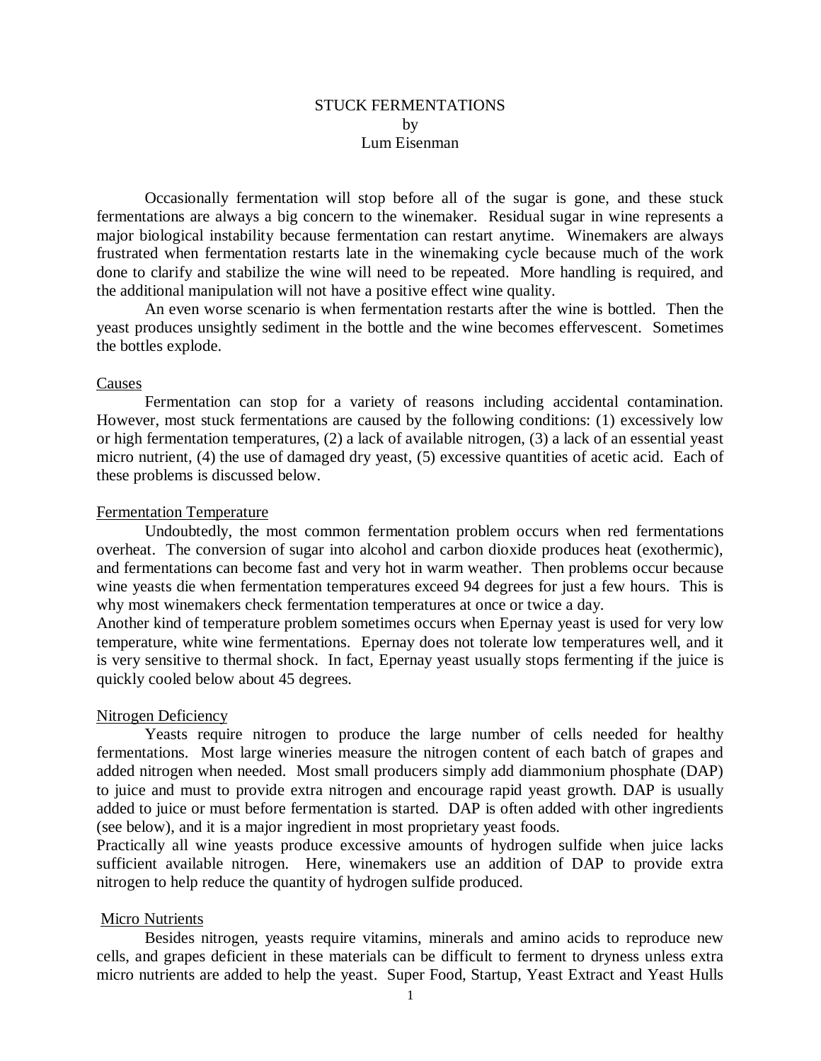# STUCK FERMENTATIONS

by

Lum Eisenman

Occasionally fermentation will stop before all of the sugar is gone, and these stuck fermentations are always a big concern to the winemaker. Residual sugar in wine represents a major biological instability because fermentation can restart anytime. Winemakers are always frustrated when fermentation restarts late in the winemaking cycle because much of the work done to clarify and stabilize the wine will need to be repeated. More handling is required, and the additional manipulation will not have a positive effect wine quality.

An even worse scenario is when fermentation restarts after the wine is bottled. Then the yeast produces unsightly sediment in the bottle and the wine becomes effervescent. Sometimes the bottles explode.

## Causes

Fermentation can stop for a variety of reasons including accidental contamination. However, most stuck fermentations are caused by the following conditions: (1) excessively low or high fermentation temperatures, (2) a lack of available nitrogen, (3) a lack of an essential yeast micro nutrient, (4) the use of damaged dry yeast, (5) excessive quantities of acetic acid. Each of these problems is discussed below.

## Fermentation Temperature

Undoubtedly, the most common fermentation problem occurs when red fermentations overheat. The conversion of sugar into alcohol and carbon dioxide produces heat (exothermic), and fermentations can become fast and very hot in warm weather. Then problems occur because wine yeasts die when fermentation temperatures exceed 94 degrees for just a few hours. This is why most winemakers check fermentation temperatures at once or twice a day.

Another kind of temperature problem sometimes occurs when Epernay yeast is used for very low temperature, white wine fermentations. Epernay does not tolerate low temperatures well, and it is very sensitive to thermal shock. In fact, Epernay yeast usually stops fermenting if the juice is quickly cooled below about 45 degrees.

## Nitrogen Deficiency

Yeasts require nitrogen to produce the large number of cells needed for healthy fermentations. Most large wineries measure the nitrogen content of each batch of grapes and added nitrogen when needed. Most small producers simply add diammonium phosphate (DAP) to juice and must to provide extra nitrogen and encourage rapid yeast growth. DAP is usually added to juice or must before fermentation is started. DAP is often added with other ingredients (see below), and it is a major ingredient in most proprietary yeast foods.

Practically all wine yeasts produce excessive amounts of hydrogen sulfide when juice lacks sufficient available nitrogen. Here, winemakers use an addition of DAP to provide extra nitrogen to help reduce the quantity of hydrogen sulfide produced.

## Micro Nutrients

Besides nitrogen, yeasts require vitamins, minerals and amino acids to reproduce new cells, and grapes deficient in these materials can be difficult to ferment to dryness unless extra micro nutrients are added to help the yeast. Super Food, Startup, Yeast Extract and Yeast Hulls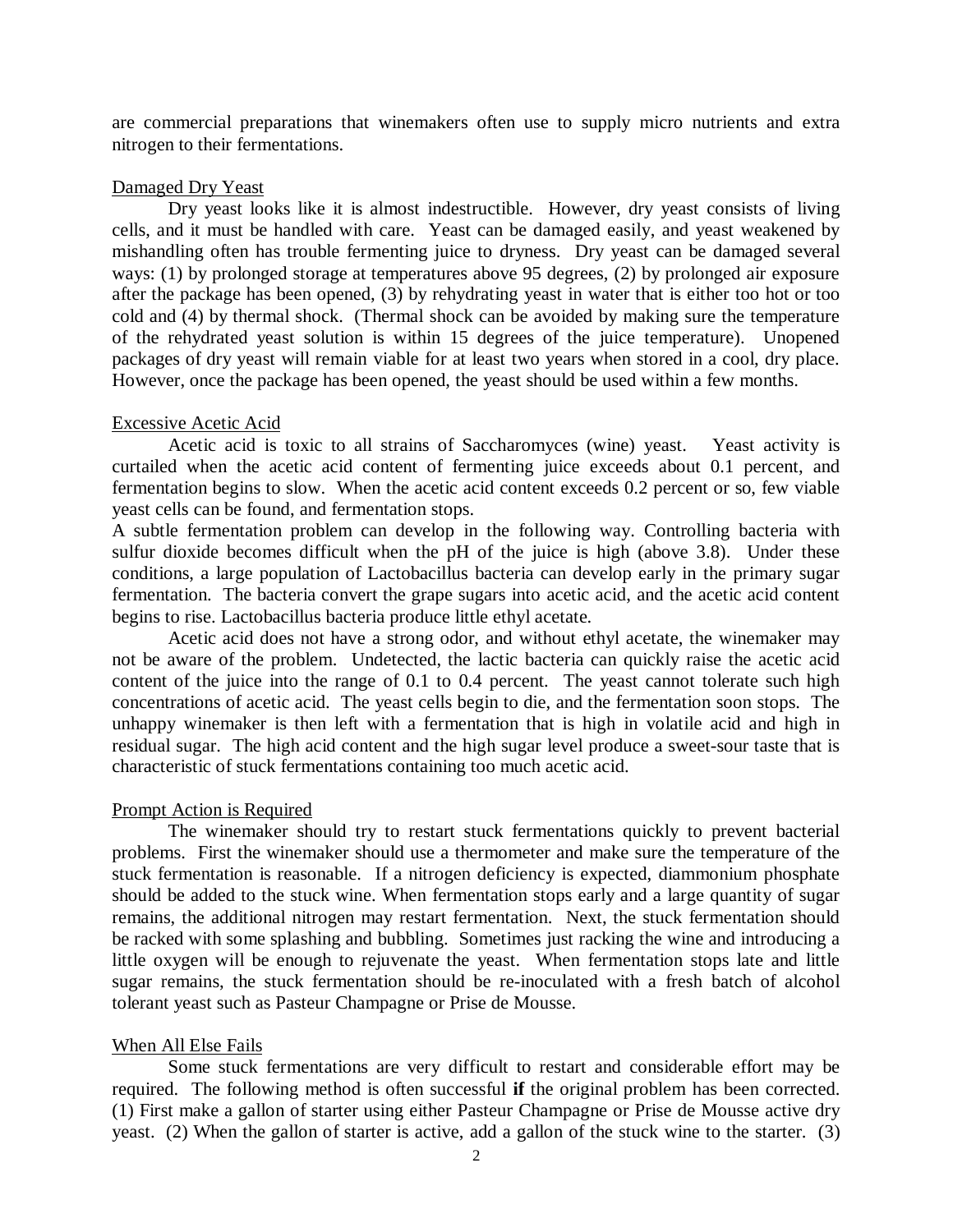are commercial preparations that winemakers often use to supply micro nutrients and extra nitrogen to their fermentations.

## Damaged Dry Yeast

Dry yeast looks like it is almost indestructible. However, dry yeast consists of living cells, and it must be handled with care. Yeast can be damaged easily, and yeast weakened by mishandling often has trouble fermenting juice to dryness. Dry yeast can be damaged several ways: (1) by prolonged storage at temperatures above 95 degrees, (2) by prolonged air exposure after the package has been opened, (3) by rehydrating yeast in water that is either too hot or too cold and (4) by thermal shock. (Thermal shock can be avoided by making sure the temperature of the rehydrated yeast solution is within 15 degrees of the juice temperature). Unopened packages of dry yeast will remain viable for at least two years when stored in a cool, dry place. However, once the package has been opened, the yeast should be used within a few months.

## Excessive Acetic Acid

Acetic acid is toxic to all strains of Saccharomyces (wine) yeast. Yeast activity is curtailed when the acetic acid content of fermenting juice exceeds about 0.1 percent, and fermentation begins to slow. When the acetic acid content exceeds 0.2 percent or so, few viable yeast cells can be found, and fermentation stops.

A subtle fermentation problem can develop in the following way. Controlling bacteria with sulfur dioxide becomes difficult when the pH of the juice is high (above 3.8). Under these conditions, a large population of Lactobacillus bacteria can develop early in the primary sugar fermentation. The bacteria convert the grape sugars into acetic acid, and the acetic acid content begins to rise. Lactobacillus bacteria produce little ethyl acetate.

Acetic acid does not have a strong odor, and without ethyl acetate, the winemaker may not be aware of the problem. Undetected, the lactic bacteria can quickly raise the acetic acid content of the juice into the range of 0.1 to 0.4 percent. The yeast cannot tolerate such high concentrations of acetic acid. The yeast cells begin to die, and the fermentation soon stops. The unhappy winemaker is then left with a fermentation that is high in volatile acid and high in residual sugar. The high acid content and the high sugar level produce a sweet-sour taste that is characteristic of stuck fermentations containing too much acetic acid.

## Prompt Action is Required

The winemaker should try to restart stuck fermentations quickly to prevent bacterial problems. First the winemaker should use a thermometer and make sure the temperature of the stuck fermentation is reasonable. If a nitrogen deficiency is expected, diammonium phosphate should be added to the stuck wine. When fermentation stops early and a large quantity of sugar remains, the additional nitrogen may restart fermentation. Next, the stuck fermentation should be racked with some splashing and bubbling. Sometimes just racking the wine and introducing a little oxygen will be enough to rejuvenate the yeast. When fermentation stops late and little sugar remains, the stuck fermentation should be re-inoculated with a fresh batch of alcohol tolerant yeast such as Pasteur Champagne or Prise de Mousse.

## When All Else Fails

Some stuck fermentations are very difficult to restart and considerable effort may be required. The following method is often successful **if** the original problem has been corrected. (1) First make a gallon of starter using either Pasteur Champagne or Prise de Mousse active dry yeast. (2) When the gallon of starter is active, add a gallon of the stuck wine to the starter. (3)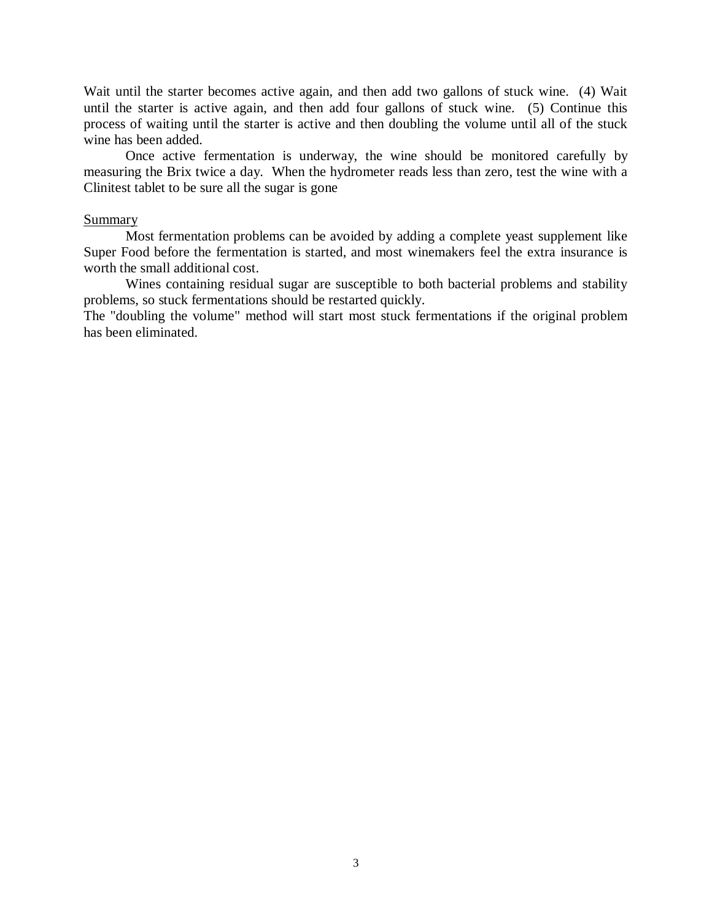Wait until the starter becomes active again, and then add two gallons of stuck wine. (4) Wait until the starter is active again, and then add four gallons of stuck wine. (5) Continue this process of waiting until the starter is active and then doubling the volume until all of the stuck wine has been added.

Once active fermentation is underway, the wine should be monitored carefully by measuring the Brix twice a day. When the hydrometer reads less than zero, test the wine with a Clinitest tablet to be sure all the sugar is gone

## Summary

Most fermentation problems can be avoided by adding a complete yeast supplement like Super Food before the fermentation is started, and most winemakers feel the extra insurance is worth the small additional cost.

Wines containing residual sugar are susceptible to both bacterial problems and stability problems, so stuck fermentations should be restarted quickly.

The "doubling the volume" method will start most stuck fermentations if the original problem has been eliminated.